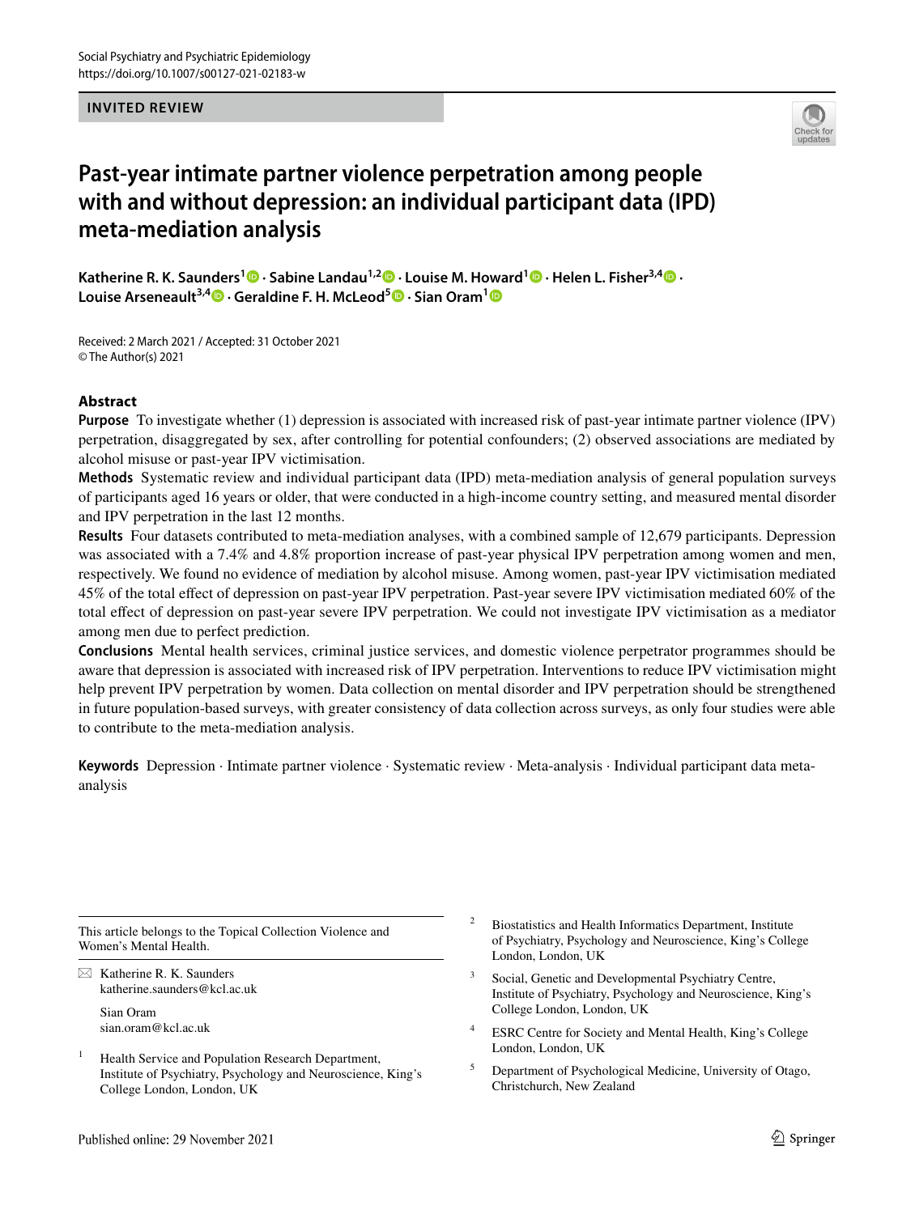INVITED REVIEW

# Past-year intimate partner violence perpetration among people with and without depression: an individual participant data (IPD) meta-mediation analysis

**Katherine R. K. Saunders[1] · Sabine Landau[1,2] · Louise M. Howard[1] · Helen L. Fisher[3,4] · Louise Arseneault[3,4] · Geraldine F. H. McLeod[5] · Sian Oram[1]**

Received: 2 March 2021 / Accepted: 31 October 2021
© The Author(s) 2021

## Abstract

**Purpose** To investigate whether (1) depression is associated with increased risk of past-year intimate partner violence (IPV) perpetration, disaggregated by sex, after controlling for potential confounders; (2) observed associations are mediated by alcohol misuse or past-year IPV victimisation.

**Methods** Systematic review and individual participant data (IPD) meta-mediation analysis of general population surveys of participants aged 16 years or older, that were conducted in a high-income country setting, and measured mental disorder and IPV perpetration in the last 12 months.

**Results** Four datasets contributed to meta-mediation analyses, with a combined sample of 12,679 participants. Depression was associated with a 7.4% and 4.8% proportion increase of past-year physical IPV perpetration among women and men, respectively. We found no evidence of mediation by alcohol misuse. Among women, past-year IPV victimisation mediated 45% of the total effect of depression on past-year IPV perpetration. Past-year severe IPV victimisation mediated 60% of the total effect of depression on past-year severe IPV perpetration. We could not investigate IPV victimisation as a mediator among men due to perfect prediction.

**Conclusions** Mental health services, criminal justice services, and domestic violence perpetrator programmes should be aware that depression is associated with increased risk of IPV perpetration. Interventions to reduce IPV victimisation might help prevent IPV perpetration by women. Data collection on mental disorder and IPV perpetration should be strengthened in future population-based surveys, with greater consistency of data collection across surveys, as only four studies were able to contribute to the meta-mediation analysis.

**Keywords** Depression · Intimate partner violence · Systematic review · Meta-analysis · Individual participant data meta-analysis

---

This article belongs to the Topical Collection Violence and Women's Mental Health.

✉ Katherine R. K. Saunders
katherine.saunders@kcl.ac.uk

Sian Oram
sian.oram@kcl.ac.uk

[1] Health Service and Population Research Department, Institute of Psychiatry, Psychology and Neuroscience, King's College London, London, UK

[2] Biostatistics and Health Informatics Department, Institute of Psychiatry, Psychology and Neuroscience, King's College London, London, UK

[3] Social, Genetic and Developmental Psychiatry Centre, Institute of Psychiatry, Psychology and Neuroscience, King's College London, London, UK

[4] ESRC Centre for Society and Mental Health, King's College London, London, UK

[5] Department of Psychological Medicine, University of Otago, Christchurch, New Zealand

Published online: 29 November 2021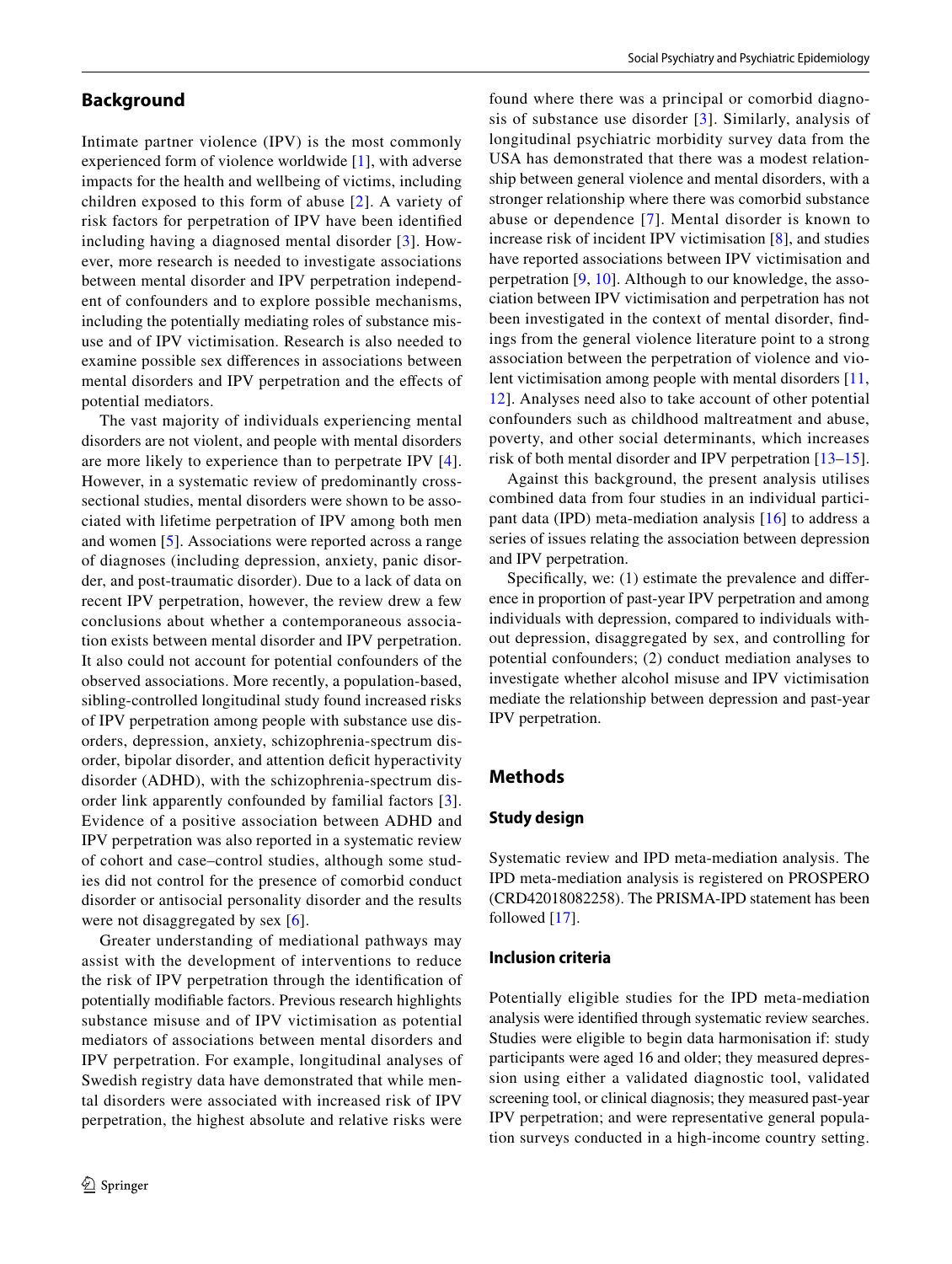## Background

Intimate partner violence (IPV) is the most commonly experienced form of violence worldwide [1], with adverse impacts for the health and wellbeing of victims, including children exposed to this form of abuse [2]. A variety of risk factors for perpetration of IPV have been identified including having a diagnosed mental disorder [3]. However, more research is needed to investigate associations between mental disorder and IPV perpetration independent of confounders and to explore possible mechanisms, including the potentially mediating roles of substance misuse and of IPV victimisation. Research is also needed to examine possible sex differences in associations between mental disorders and IPV perpetration and the effects of potential mediators.

The vast majority of individuals experiencing mental disorders are not violent, and people with mental disorders are more likely to experience than to perpetrate IPV [4]. However, in a systematic review of predominantly cross-sectional studies, mental disorders were shown to be associated with lifetime perpetration of IPV among both men and women [5]. Associations were reported across a range of diagnoses (including depression, anxiety, panic disorder, and post-traumatic disorder). Due to a lack of data on recent IPV perpetration, however, the review drew a few conclusions about whether a contemporaneous association exists between mental disorder and IPV perpetration. It also could not account for potential confounders of the observed associations. More recently, a population-based, sibling-controlled longitudinal study found increased risks of IPV perpetration among people with substance use disorders, depression, anxiety, schizophrenia-spectrum disorder, bipolar disorder, and attention deficit hyperactivity disorder (ADHD), with the schizophrenia-spectrum disorder link apparently confounded by familial factors [3]. Evidence of a positive association between ADHD and IPV perpetration was also reported in a systematic review of cohort and case–control studies, although some studies did not control for the presence of comorbid conduct disorder or antisocial personality disorder and the results were not disaggregated by sex [6].

Greater understanding of mediational pathways may assist with the development of interventions to reduce the risk of IPV perpetration through the identification of potentially modifiable factors. Previous research highlights substance misuse and of IPV victimisation as potential mediators of associations between mental disorders and IPV perpetration. For example, longitudinal analyses of Swedish registry data have demonstrated that while mental disorders were associated with increased risk of IPV perpetration, the highest absolute and relative risks were found where there was a principal or comorbid diagnosis of substance use disorder [3]. Similarly, analysis of longitudinal psychiatric morbidity survey data from the USA has demonstrated that there was a modest relationship between general violence and mental disorders, with a stronger relationship where there was comorbid substance abuse or dependence [7]. Mental disorder is known to increase risk of incident IPV victimisation [8], and studies have reported associations between IPV victimisation and perpetration [9, 10]. Although to our knowledge, the association between IPV victimisation and perpetration has not been investigated in the context of mental disorder, findings from the general violence literature point to a strong association between the perpetration of violence and violent victimisation among people with mental disorders [11, 12]. Analyses need also to take account of other potential confounders such as childhood maltreatment and abuse, poverty, and other social determinants, which increases risk of both mental disorder and IPV perpetration [13–15].

Against this background, the present analysis utilises combined data from four studies in an individual participant data (IPD) meta-mediation analysis [16] to address a series of issues relating the association between depression and IPV perpetration.

Specifically, we: (1) estimate the prevalence and difference in proportion of past-year IPV perpetration and among individuals with depression, compared to individuals without depression, disaggregated by sex, and controlling for potential confounders; (2) conduct mediation analyses to investigate whether alcohol misuse and IPV victimisation mediate the relationship between depression and past-year IPV perpetration.

## Methods

### Study design

Systematic review and IPD meta-mediation analysis. The IPD meta-mediation analysis is registered on PROSPERO (CRD42018082258). The PRISMA-IPD statement has been followed [17].

### Inclusion criteria

Potentially eligible studies for the IPD meta-mediation analysis were identified through systematic review searches. Studies were eligible to begin data harmonisation if: study participants were aged 16 and older; they measured depression using either a validated diagnostic tool, validated screening tool, or clinical diagnosis; they measured past-year IPV perpetration; and were representative general population surveys conducted in a high-income country setting.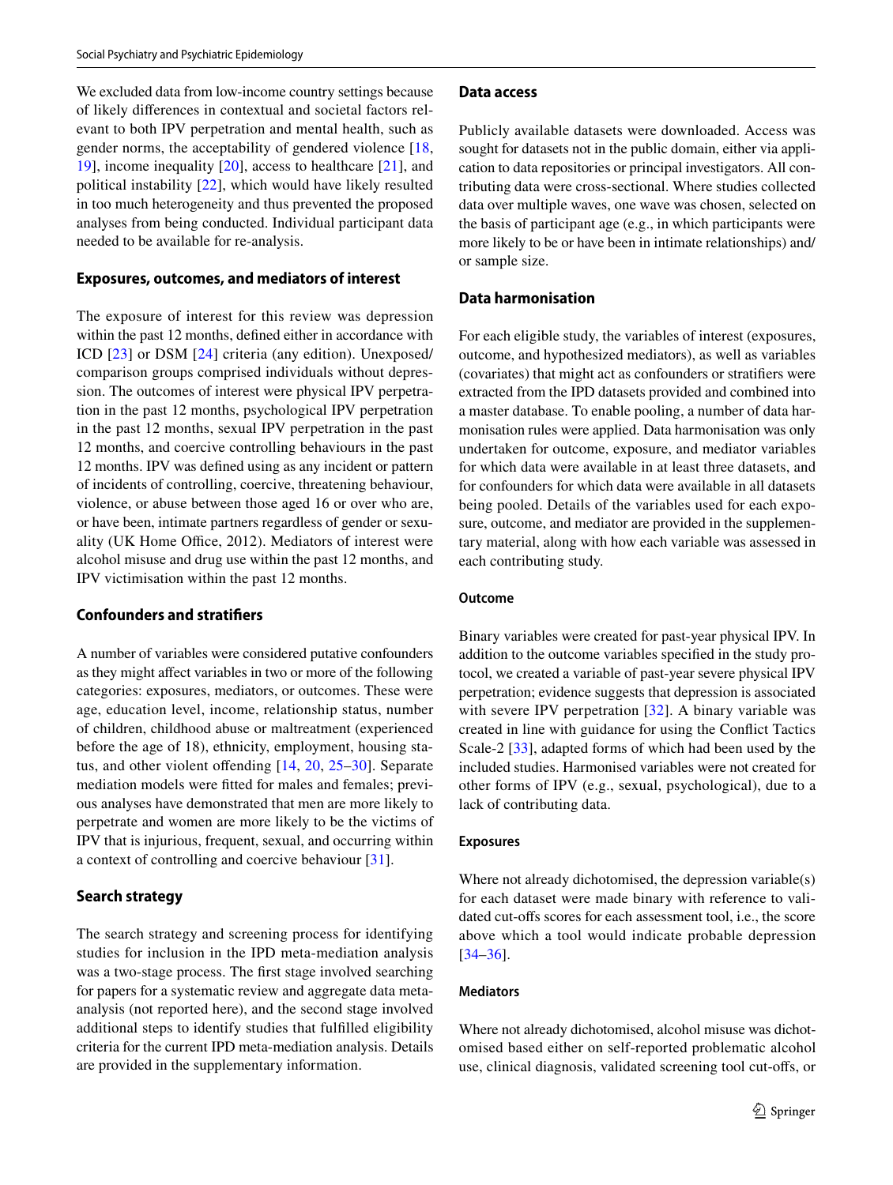We excluded data from low-income country settings because of likely differences in contextual and societal factors relevant to both IPV perpetration and mental health, such as gender norms, the acceptability of gendered violence [18, 19], income inequality [20], access to healthcare [21], and political instability [22], which would have likely resulted in too much heterogeneity and thus prevented the proposed analyses from being conducted. Individual participant data needed to be available for re-analysis.

### Exposures, outcomes, and mediators of interest

The exposure of interest for this review was depression within the past 12 months, defined either in accordance with ICD [23] or DSM [24] criteria (any edition). Unexposed/comparison groups comprised individuals without depression. The outcomes of interest were physical IPV perpetration in the past 12 months, psychological IPV perpetration in the past 12 months, sexual IPV perpetration in the past 12 months, and coercive controlling behaviours in the past 12 months. IPV was defined using as any incident or pattern of incidents of controlling, coercive, threatening behaviour, violence, or abuse between those aged 16 or over who are, or have been, intimate partners regardless of gender or sexuality (UK Home Office, 2012). Mediators of interest were alcohol misuse and drug use within the past 12 months, and IPV victimisation within the past 12 months.

### Confounders and stratifiers

A number of variables were considered putative confounders as they might affect variables in two or more of the following categories: exposures, mediators, or outcomes. These were age, education level, income, relationship status, number of children, childhood abuse or maltreatment (experienced before the age of 18), ethnicity, employment, housing status, and other violent offending [14, 20, 25–30]. Separate mediation models were fitted for males and females; previous analyses have demonstrated that men are more likely to perpetrate and women are more likely to be the victims of IPV that is injurious, frequent, sexual, and occurring within a context of controlling and coercive behaviour [31].

### Search strategy

The search strategy and screening process for identifying studies for inclusion in the IPD meta-mediation analysis was a two-stage process. The first stage involved searching for papers for a systematic review and aggregate data meta-analysis (not reported here), and the second stage involved additional steps to identify studies that fulfilled eligibility criteria for the current IPD meta-mediation analysis. Details are provided in the supplementary information.

### Data access

Publicly available datasets were downloaded. Access was sought for datasets not in the public domain, either via application to data repositories or principal investigators. All contributing data were cross-sectional. Where studies collected data over multiple waves, one wave was chosen, selected on the basis of participant age (e.g., in which participants were more likely to be or have been in intimate relationships) and/or sample size.

### Data harmonisation

For each eligible study, the variables of interest (exposures, outcome, and hypothesized mediators), as well as variables (covariates) that might act as confounders or stratifiers were extracted from the IPD datasets provided and combined into a master database. To enable pooling, a number of data harmonisation rules were applied. Data harmonisation was only undertaken for outcome, exposure, and mediator variables for which data were available in at least three datasets, and for confounders for which data were available in all datasets being pooled. Details of the variables used for each exposure, outcome, and mediator are provided in the supplementary material, along with how each variable was assessed in each contributing study.

#### Outcome

Binary variables were created for past-year physical IPV. In addition to the outcome variables specified in the study protocol, we created a variable of past-year severe physical IPV perpetration; evidence suggests that depression is associated with severe IPV perpetration [32]. A binary variable was created in line with guidance for using the Conflict Tactics Scale-2 [33], adapted forms of which had been used by the included studies. Harmonised variables were not created for other forms of IPV (e.g., sexual, psychological), due to a lack of contributing data.

#### Exposures

Where not already dichotomised, the depression variable(s) for each dataset were made binary with reference to validated cut-offs scores for each assessment tool, i.e., the score above which a tool would indicate probable depression [34–36].

#### Mediators

Where not already dichotomised, alcohol misuse was dichotomised based either on self-reported problematic alcohol use, clinical diagnosis, validated screening tool cut-offs, or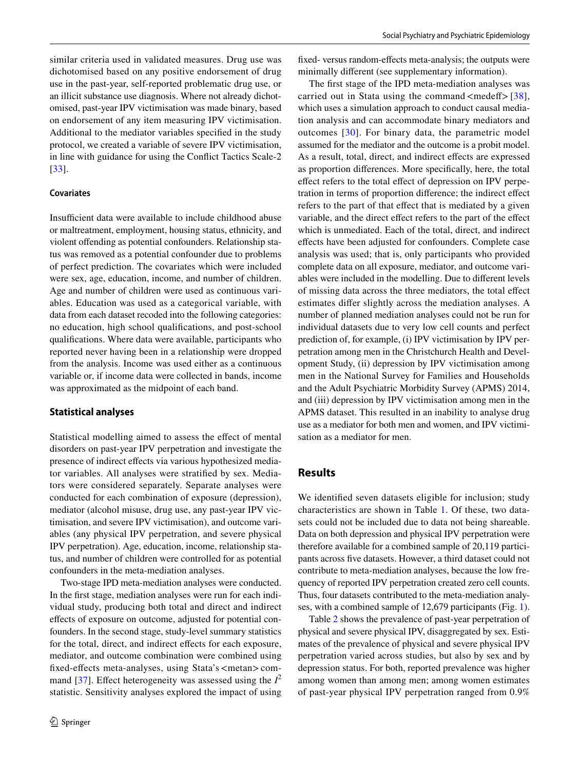similar criteria used in validated measures. Drug use was dichotomised based on any positive endorsement of drug use in the past-year, self-reported problematic drug use, or an illicit substance use diagnosis. Where not already dichotomised, past-year IPV victimisation was made binary, based on endorsement of any item measuring IPV victimisation. Additional to the mediator variables specified in the study protocol, we created a variable of severe IPV victimisation, in line with guidance for using the Conflict Tactics Scale-2 [33].

#### Covariates

Insufficient data were available to include childhood abuse or maltreatment, employment, housing status, ethnicity, and violent offending as potential confounders. Relationship status was removed as a potential confounder due to problems of perfect prediction. The covariates which were included were sex, age, education, income, and number of children. Age and number of children were used as continuous variables. Education was used as a categorical variable, with data from each dataset recoded into the following categories: no education, high school qualifications, and post-school qualifications. Where data were available, participants who reported never having been in a relationship were dropped from the analysis. Income was used either as a continuous variable or, if income data were collected in bands, income was approximated as the midpoint of each band.

### Statistical analyses

Statistical modelling aimed to assess the effect of mental disorders on past-year IPV perpetration and investigate the presence of indirect effects via various hypothesized mediator variables. All analyses were stratified by sex. Mediators were considered separately. Separate analyses were conducted for each combination of exposure (depression), mediator (alcohol misuse, drug use, any past-year IPV victimisation, and severe IPV victimisation), and outcome variables (any physical IPV perpetration, and severe physical IPV perpetration). Age, education, income, relationship status, and number of children were controlled for as potential confounders in the meta-mediation analyses.

Two-stage IPD meta-mediation analyses were conducted. In the first stage, mediation analyses were run for each individual study, producing both total and direct and indirect effects of exposure on outcome, adjusted for potential confounders. In the second stage, study-level summary statistics for the total, direct, and indirect effects for each exposure, mediator, and outcome combination were combined using fixed-effects meta-analyses, using Stata's <metan> command [37]. Effect heterogeneity was assessed using the $I^2$ statistic. Sensitivity analyses explored the impact of using fixed- versus random-effects meta-analysis; the outputs were minimally different (see supplementary information).

The first stage of the IPD meta-mediation analyses was carried out in Stata using the command <medeff> [38], which uses a simulation approach to conduct causal mediation analysis and can accommodate binary mediators and outcomes [30]. For binary data, the parametric model assumed for the mediator and the outcome is a probit model. As a result, total, direct, and indirect effects are expressed as proportion differences. More specifically, here, the total effect refers to the total effect of depression on IPV perpetration in terms of proportion difference; the indirect effect refers to the part of that effect that is mediated by a given variable, and the direct effect refers to the part of the effect which is unmediated. Each of the total, direct, and indirect effects have been adjusted for confounders. Complete case analysis was used; that is, only participants who provided complete data on all exposure, mediator, and outcome variables were included in the modelling. Due to different levels of missing data across the three mediators, the total effect estimates differ slightly across the mediation analyses. A number of planned mediation analyses could not be run for individual datasets due to very low cell counts and perfect prediction of, for example, (i) IPV victimisation by IPV perpetration among men in the Christchurch Health and Development Study, (ii) depression by IPV victimisation among men in the National Survey for Families and Households and the Adult Psychiatric Morbidity Survey (APMS) 2014, and (iii) depression by IPV victimisation among men in the APMS dataset. This resulted in an inability to analyse drug use as a mediator for both men and women, and IPV victimisation as a mediator for men.

## Results

We identified seven datasets eligible for inclusion; study characteristics are shown in Table 1. Of these, two datasets could not be included due to data not being shareable. Data on both depression and physical IPV perpetration were therefore available for a combined sample of 20,119 participants across five datasets. However, a third dataset could not contribute to meta-mediation analyses, because the low frequency of reported IPV perpetration created zero cell counts. Thus, four datasets contributed to the meta-mediation analyses, with a combined sample of 12,679 participants (Fig. 1).

Table 2 shows the prevalence of past-year perpetration of physical and severe physical IPV, disaggregated by sex. Estimates of the prevalence of physical and severe physical IPV perpetration varied across studies, but also by sex and by depression status. For both, reported prevalence was higher among women than among men; among women estimates of past-year physical IPV perpetration ranged from 0.9%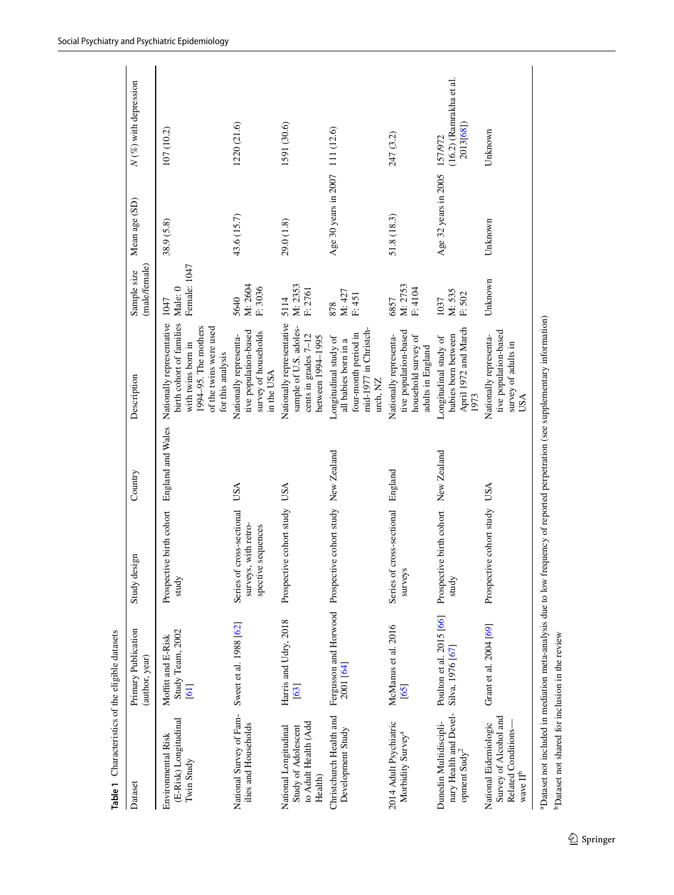**Table 1** Characteristics of the eligible datasets

| Dataset | Primary Publication (author, year) | Study design | Country | Description | Sample size (male/female) | Mean age (SD) | N (%) with depression |
|---|---|---|---|---|---|---|---|
| Environmental Risk (E-Risk) Longitudinal Twin Study | Moffitt and E-Risk Study Team, 2002 [61] | Prospective birth cohort study | England and Wales | Nationally representative birth cohort of families with twins born in 1994–95. The mothers of the twins were used for this analysis | 1047 Male: 0 Female: 1047 | 38.9 (5.8) | 107 (10.2) |
| National Survey of Families and Households | Sweet et al. 1988 [62] | Series of cross-sectional surveys, with retrospective sequences | USA | Nationally representative population-based survey of households in the USA | 5640 M: 2604 F: 3036 | 43.6 (15.7) | 1220 (21.6) |
| National Longitudinal Study of Adolescent to Adult Health (Add Health) | Harris and Udry, 2018 [63] | Prospective cohort study | USA | Nationally representative sample of U.S. adolescents in grades 7–12 between 1994–1995 | 5114 M: 2353 F: 2761 | 29.0 (1.8) | 1591 (30.6) |
| Christchurch Health and Development Study | Fergusson and Horwood 2001 [64] | Prospective cohort study | New Zealand | Longitudinal study of all babies born in a four-month period in mid-1977 in Christchurch, NZ | 878 M: 427 F: 451 | Age 30 years in 2007 | 111 (12.6) |
| 2014 Adult Psychiatric Morbidity Survey[a] | McManus et al. 2016 [65] | Series of cross-sectional surveys | England | Nationally representative population-based household survey of adults in England | 6857 M: 2753 F: 4104 | 51.8 (18.3) | 247 (3.2) |
| Dunedin Multidisciplinary Health and Development Sudy[2] | Poulton et al. 2015 [66] Silva, 1976 [67] | Prospective birth cohort study | New Zealand | Longitudinal study of babies born between April 1972 and March 1973 | 1037 M: 535 F: 502 | Age 32 years in 2005 | 157/972 (16.2) (Ramrakha et al. 2013[68]) |
| National Eidemiologic Survey of Alcohol and Related Conditions—wave II[b] | Grant et al. 2004 [69] | Prospective cohort study | USA | Nationally representative population-based survey of adults in USA | Unknown | Unknown | Unknown |

[a]Dataset not included in mediation meta-analysis due to low frequency of reported perpetration (see supplementary information)

[b]Dataset not shared for inclusion in the review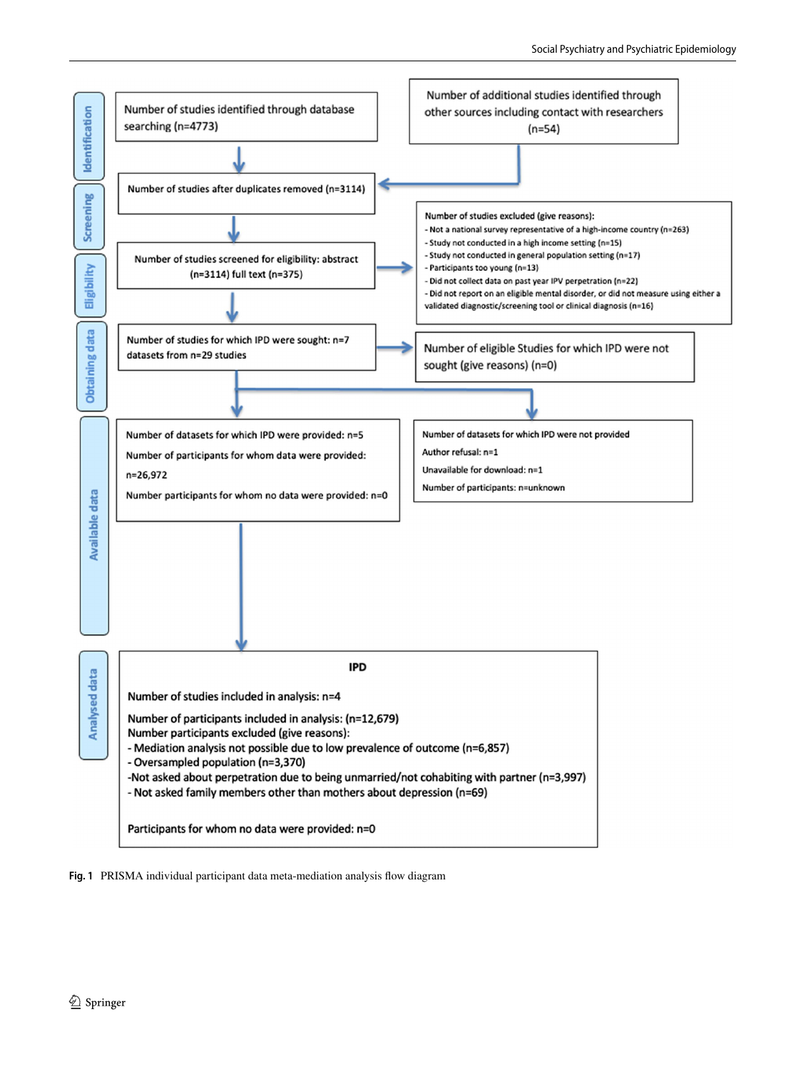**Identification**

Number of studies identified through database searching (n=4773)

Number of additional studies identified through other sources including contact with researchers (n=54)

**Screening**

Number of studies after duplicates removed (n=3114)

**Eligibility**

Number of studies screened for eligibility: abstract (n=3114) full text (n=375)

Number of studies excluded (give reasons):
- Not a national survey representative of a high-income country (n=263)
- Study not conducted in a high income setting (n=15)
- Study not conducted in general population setting (n=17)
- Participants too young (n=13)
- Did not collect data on past year IPV perpetration (n=22)
- Did not report on an eligible mental disorder, or did not measure using either a validated diagnostic/screening tool or clinical diagnosis (n=16)

**Obtaining data**

Number of studies for which IPD were sought: n=7 datasets from n=29 studies

Number of eligible Studies for which IPD were not sought (give reasons) (n=0)

**Available data**

Number of datasets for which IPD were provided: n=5

Number of participants for whom data were provided: n=26,972

Number participants for whom no data were provided: n=0

Number of datasets for which IPD were not provided

Author refusal: n=1

Unavailable for download: n=1

Number of participants: n=unknown

**Analysed data**

**IPD**

Number of studies included in analysis: n=4

Number of participants included in analysis: (n=12,679)

Number participants excluded (give reasons):
- Mediation analysis not possible due to low prevalence of outcome (n=6,857)
- Oversampled population (n=3,370)
- Not asked about perpetration due to being unmarried/not cohabiting with partner (n=3,997)
- Not asked family members other than mothers about depression (n=69)

Participants for whom no data were provided: n=0

**Fig. 1** PRISMA individual participant data meta-mediation analysis flow diagram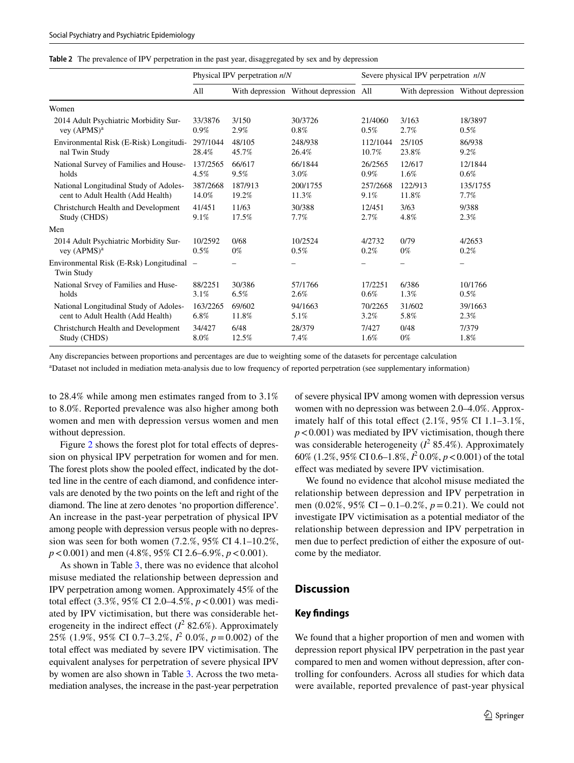**Table 2** The prevalence of IPV perpetration in the past year, disaggregated by sex and by depression

| | Physical IPV perpetration *n*/*N* | | | Severe physical IPV perpetration *n*/*N* | | |
|---|---|---|---|---|---|---|
| | All | With depression | Without depression | All | With depression | Without depression |
| Women | | | | | | |
| 2014 Adult Psychiatric Morbidity Survey (APMS)[a] | 33/3876 0.9% | 3/150 2.9% | 30/3726 0.8% | 21/4060 0.5% | 3/163 2.7% | 18/3897 0.5% |
| Environmental Risk (E-Risk) Longitudinal Twin Study | 297/1044 28.4% | 48/105 45.7% | 248/938 26.4% | 112/1044 10.7% | 25/105 23.8% | 86/938 9.2% |
| National Survey of Families and Households | 137/2565 4.5% | 66/617 9.5% | 66/1844 3.0% | 26/2565 0.9% | 12/617 1.6% | 12/1844 0.6% |
| National Longitudinal Study of Adolescent to Adult Health (Add Health) | 387/2668 14.0% | 187/913 19.2% | 200/1755 11.3% | 257/2668 9.1% | 122/913 11.8% | 135/1755 7.7% |
| Christchurch Health and Development Study (CHDS) | 41/451 9.1% | 11/63 17.5% | 30/388 7.7% | 12/451 2.7% | 3/63 4.8% | 9/388 2.3% |
| Men | | | | | | |
| 2014 Adult Psychiatric Morbidity Survey (APMS)[a] | 10/2592 0.5% | 0/68 0% | 10/2524 0.5% | 4/2732 0.2% | 0/79 0% | 4/2653 0.2% |
| Environmental Risk (E-Rsk) Longitudinal Twin Study | – | – | – | – | – | – |
| National Srvey of Families and Husesholds | 88/2251 3.1% | 30/386 6.5% | 57/1766 2.6% | 17/2251 0.6% | 6/386 1.3% | 10/1766 0.5% |
| National Longitudinal Study of Adolescent to Adult Health (Add Health) | 163/2265 6.8% | 69/602 11.8% | 94/1663 5.1% | 70/2265 3.2% | 31/602 5.8% | 39/1663 2.3% |
| Christchurch Health and Development Study (CHDS) | 34/427 8.0% | 6/48 12.5% | 28/379 7.4% | 7/427 1.6% | 0/48 0% | 7/379 1.8% |

Any discrepancies between proportions and percentages are due to weighting some of the datasets for percentage calculation

[a]Dataset not included in mediation meta-analysis due to low frequency of reported perpetration (see supplementary information)

to 28.4% while among men estimates ranged from to 3.1% to 8.0%. Reported prevalence was also higher among both women and men with depression versus women and men without depression.

Figure 2 shows the forest plot for total effects of depression on physical IPV perpetration for women and for men. The forest plots show the pooled effect, indicated by the dotted line in the centre of each diamond, and confidence intervals are denoted by the two points on the left and right of the diamond. The line at zero denotes 'no proportion difference'. An increase in the past-year perpetration of physical IPV among people with depression versus people with no depression was seen for both women (7.2.%, 95% CI 4.1–10.2%, $p<0.001$) and men (4.8%, 95% CI 2.6–6.9%, $p<0.001$).

As shown in Table 3, there was no evidence that alcohol misuse mediated the relationship between depression and IPV perpetration among women. Approximately 45% of the total effect (3.3%, 95% CI 2.0–4.5%, $p<0.001$) was mediated by IPV victimisation, but there was considerable heterogeneity in the indirect effect ($I^2$ 82.6%). Approximately 25% (1.9%, 95% CI 0.7–3.2%, $I^2$ 0.0%, $p=0.002$) of the total effect was mediated by severe IPV victimisation. The equivalent analyses for perpetration of severe physical IPV by women are also shown in Table 3. Across the two meta-mediation analyses, the increase in the past-year perpetration of severe physical IPV among women with depression versus women with no depression was between 2.0–4.0%. Approximately half of this total effect (2.1%, 95% CI 1.1–3.1%, $p<0.001$) was mediated by IPV victimisation, though there was considerable heterogeneity ($I^2$ 85.4%). Approximately 60% (1.2%, 95% CI 0.6–1.8%, $I^2$ 0.0%, $p<0.001$) of the total effect was mediated by severe IPV victimisation.

We found no evidence that alcohol misuse mediated the relationship between depression and IPV perpetration in men (0.02%, 95% CI −0.1–0.2%, $p=0.21$). We could not investigate IPV victimisation as a potential mediator of the relationship between depression and IPV perpetration in men due to perfect prediction of either the exposure of outcome by the mediator.

## Discussion

### Key findings

We found that a higher proportion of men and women with depression report physical IPV perpetration in the past year compared to men and women without depression, after controlling for confounders. Across all studies for which data were available, reported prevalence of past-year physical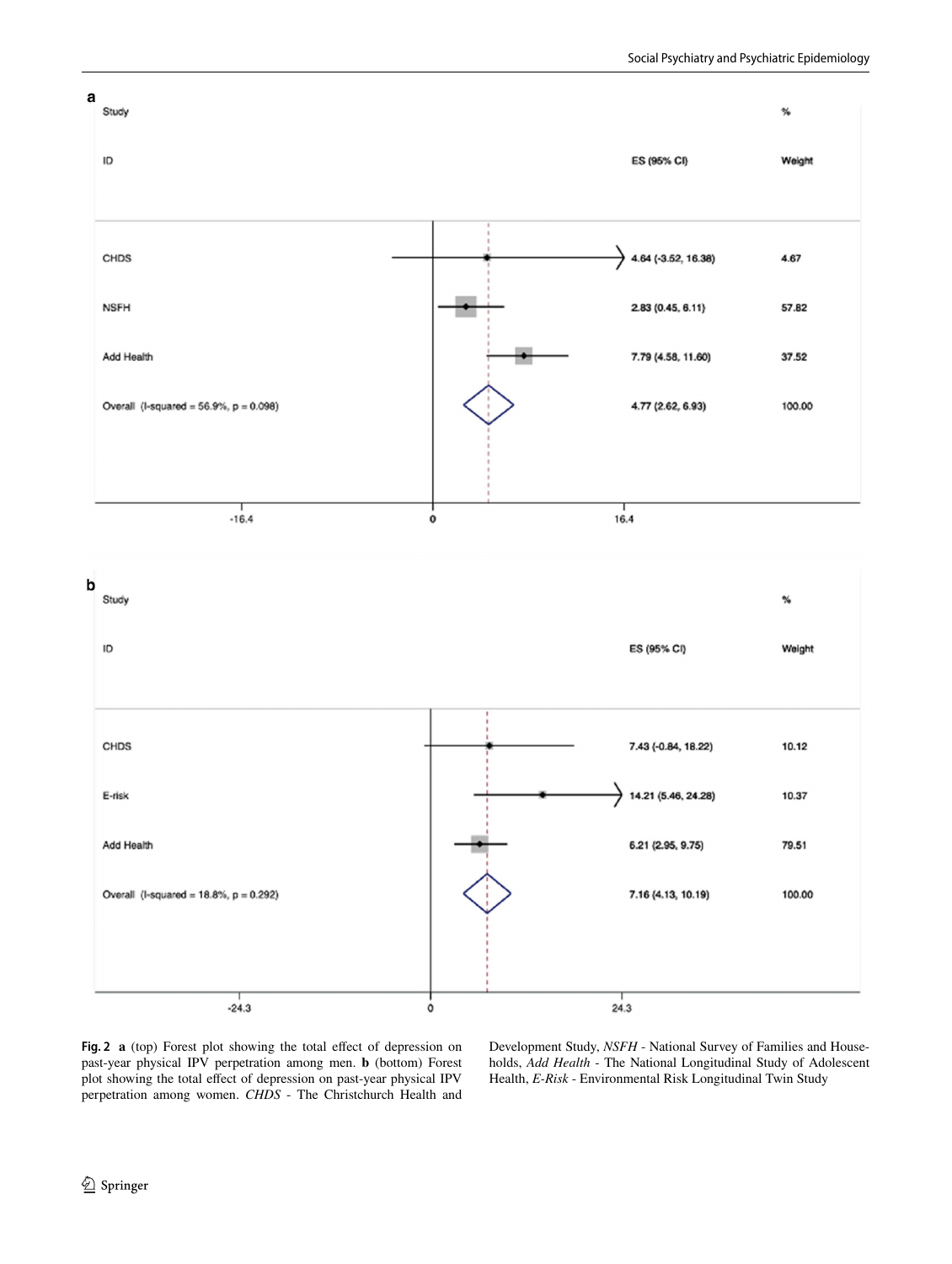**a**

| Study ID | ES (95% CI) | % Weight |
|---|---|---|
| CHDS | 4.64 (-3.52, 16.38) | 4.67 |
| NSFH | 2.83 (0.45, 6.11) | 57.82 |
| Add Health | 7.79 (4.58, 11.60) | 37.52 |
| Overall (I-squared = 56.9%, p = 0.098) | 4.77 (2.62, 6.93) | 100.00 |

**b**

| Study ID | ES (95% CI) | % Weight |
|---|---|---|
| CHDS | 7.43 (-0.84, 18.22) | 10.12 |
| E-risk | 14.21 (5.46, 24.28) | 10.37 |
| Add Health | 6.21 (2.95, 9.75) | 79.51 |
| Overall (I-squared = 18.8%, p = 0.292) | 7.16 (4.13, 10.19) | 100.00 |

**Fig. 2** **a** (top) Forest plot showing the total effect of depression on past-year physical IPV perpetration among men. **b** (bottom) Forest plot showing the total effect of depression on past-year physical IPV perpetration among women. *CHDS* - The Christchurch Health and Development Study, *NSFH* - National Survey of Families and Households, *Add Health* - The National Longitudinal Study of Adolescent Health, *E-Risk* - Environmental Risk Longitudinal Twin Study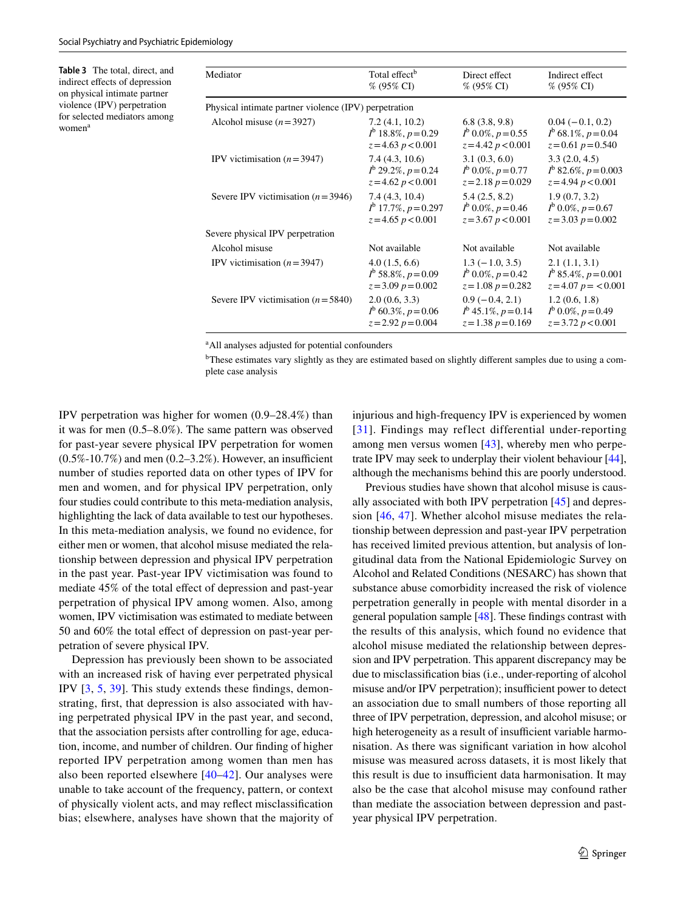**Table 3** The total, direct, and indirect effects of depression on physical intimate partner violence (IPV) perpetration for selected mediators among women[a]

| Mediator | Total effect[b] % (95% CI) | Direct effect % (95% CI) | Indirect effect % (95% CI) |
|---|---|---|---|
| Physical intimate partner violence (IPV) perpetration | | | |
| Alcohol misuse ($n=3927$) | 7.2 (4.1, 10.2) $I^b$ 18.8%, $p=0.29$ $z=4.63$ $p<0.001$ | 6.8 (3.8, 9.8) $I^b$ 0.0%, $p=0.55$ $z=4.42$ $p<0.001$ | 0.04 (−0.1, 0.2) $I^b$ 68.1%, $p=0.04$ $z=0.61$ $p=0.540$ |
| IPV victimisation ($n=3947$) | 7.4 (4.3, 10.6) $I^b$ 29.2%, $p=0.24$ $z=4.62$ $p<0.001$ | 3.1 (0.3, 6.0) $I^b$ 0.0%, $p=0.77$ $z=2.18$ $p=0.029$ | 3.3 (2.0, 4.5) $I^b$ 82.6%, $p=0.003$ $z=4.94$ $p<0.001$ |
| Severe IPV victimisation ($n=3946$) | 7.4 (4.3, 10.4) $I^b$ 17.7%, $p=0.297$ $z=4.65$ $p<0.001$ | 5.4 (2.5, 8.2) $I^b$ 0.0%, $p=0.46$ $z=3.67$ $p<0.001$ | 1.9 (0.7, 3.2) $I^b$ 0.0%, $p=0.67$ $z=3.03$ $p=0.002$ |
| Severe physical IPV perpetration | | | |
| Alcohol misuse | Not available | Not available | Not available |
| IPV victimisation ($n=3947$) | 4.0 (1.5, 6.6) $I^b$ 58.8%, $p=0.09$ $z=3.09$ $p=0.002$ | 1.3 (−1.0, 3.5) $I^b$ 0.0%, $p=0.42$ $z=1.08$ $p=0.282$ | 2.1 (1.1, 3.1) $I^b$ 85.4%, $p=0.001$ $z=4.07$ $p=<0.001$ |
| Severe IPV victimisation ($n=5840$) | 2.0 (0.6, 3.3) $I^b$ 60.3%, $p=0.06$ $z=2.92$ $p=0.004$ | 0.9 (−0.4, 2.1) $I^b$ 45.1%, $p=0.14$ $z=1.38$ $p=0.169$ | 1.2 (0.6, 1.8) $I^b$ 0.0%, $p=0.49$ $z=3.72$ $p<0.001$ |

[a]All analyses adjusted for potential confounders

[b]These estimates vary slightly as they are estimated based on slightly different samples due to using a complete case analysis

IPV perpetration was higher for women (0.9–28.4%) than it was for men (0.5–8.0%). The same pattern was observed for past-year severe physical IPV perpetration for women (0.5%-10.7%) and men (0.2–3.2%). However, an insufficient number of studies reported data on other types of IPV for men and women, and for physical IPV perpetration, only four studies could contribute to this meta-mediation analysis, highlighting the lack of data available to test our hypotheses. In this meta-mediation analysis, we found no evidence, for either men or women, that alcohol misuse mediated the relationship between depression and physical IPV perpetration in the past year. Past-year IPV victimisation was found to mediate 45% of the total effect of depression and past-year perpetration of physical IPV among women. Also, among women, IPV victimisation was estimated to mediate between 50 and 60% the total effect of depression on past-year perpetration of severe physical IPV.

Depression has previously been shown to be associated with an increased risk of having ever perpetrated physical IPV [3, 5, 39]. This study extends these findings, demonstrating, first, that depression is also associated with having perpetrated physical IPV in the past year, and second, that the association persists after controlling for age, education, income, and number of children. Our finding of higher reported IPV perpetration among women than men has also been reported elsewhere [40–42]. Our analyses were unable to take account of the frequency, pattern, or context of physically violent acts, and may reflect misclassification bias; elsewhere, analyses have shown that the majority of injurious and high-frequency IPV is experienced by women [31]. Findings may reflect differential under-reporting among men versus women [43], whereby men who perpetrate IPV may seek to underplay their violent behaviour [44], although the mechanisms behind this are poorly understood.

Previous studies have shown that alcohol misuse is causally associated with both IPV perpetration [45] and depression [46, 47]. Whether alcohol misuse mediates the relationship between depression and past-year IPV perpetration has received limited previous attention, but analysis of longitudinal data from the National Epidemiologic Survey on Alcohol and Related Conditions (NESARC) has shown that substance abuse comorbidity increased the risk of violence perpetration generally in people with mental disorder in a general population sample [48]. These findings contrast with the results of this analysis, which found no evidence that alcohol misuse mediated the relationship between depression and IPV perpetration. This apparent discrepancy may be due to misclassification bias (i.e., under-reporting of alcohol misuse and/or IPV perpetration); insufficient power to detect an association due to small numbers of those reporting all three of IPV perpetration, depression, and alcohol misuse; or high heterogeneity as a result of insufficient variable harmonisation. As there was significant variation in how alcohol misuse was measured across datasets, it is most likely that this result is due to insufficient data harmonisation. It may also be the case that alcohol misuse may confound rather than mediate the association between depression and past-year physical IPV perpetration.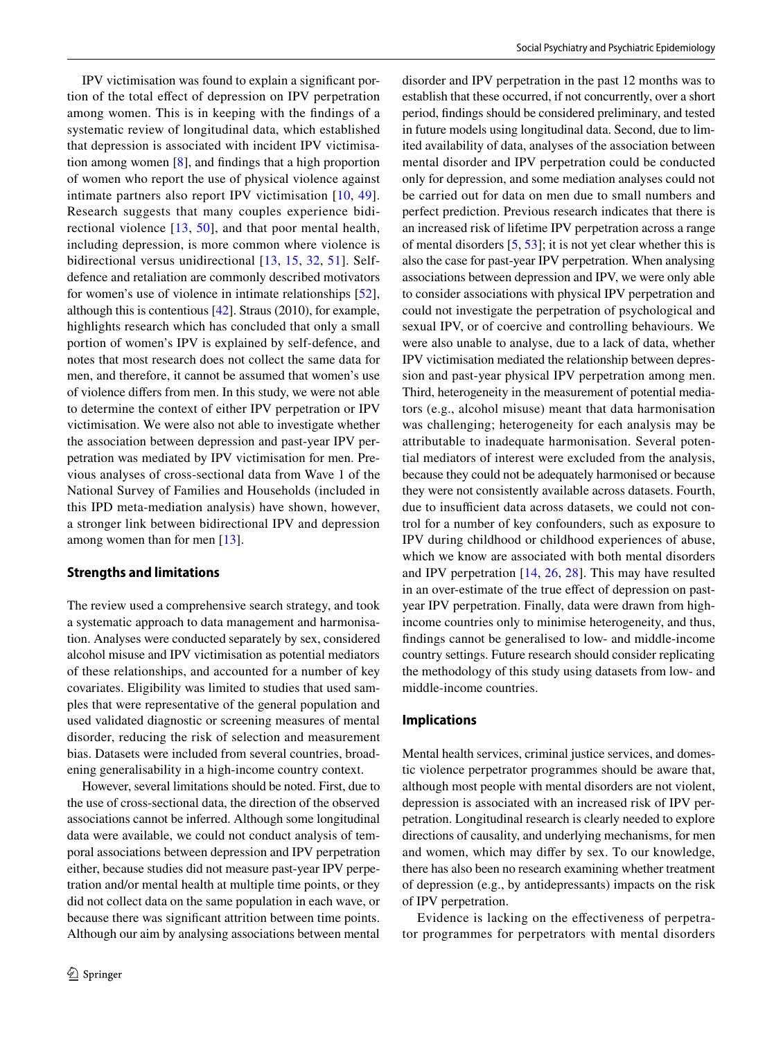IPV victimisation was found to explain a significant portion of the total effect of depression on IPV perpetration among women. This is in keeping with the findings of a systematic review of longitudinal data, which established that depression is associated with incident IPV victimisation among women [8], and findings that a high proportion of women who report the use of physical violence against intimate partners also report IPV victimisation [10, 49]. Research suggests that many couples experience bidirectional violence [13, 50], and that poor mental health, including depression, is more common where violence is bidirectional versus unidirectional [13, 15, 32, 51]. Self-defence and retaliation are commonly described motivators for women's use of violence in intimate relationships [52], although this is contentious [42]. Straus (2010), for example, highlights research which has concluded that only a small portion of women's IPV is explained by self-defence, and notes that most research does not collect the same data for men, and therefore, it cannot be assumed that women's use of violence differs from men. In this study, we were not able to determine the context of either IPV perpetration or IPV victimisation. We were also not able to investigate whether the association between depression and past-year IPV perpetration was mediated by IPV victimisation for men. Previous analyses of cross-sectional data from Wave 1 of the National Survey of Families and Households (included in this IPD meta-mediation analysis) have shown, however, a stronger link between bidirectional IPV and depression among women than for men [13].

### Strengths and limitations

The review used a comprehensive search strategy, and took a systematic approach to data management and harmonisation. Analyses were conducted separately by sex, considered alcohol misuse and IPV victimisation as potential mediators of these relationships, and accounted for a number of key covariates. Eligibility was limited to studies that used samples that were representative of the general population and used validated diagnostic or screening measures of mental disorder, reducing the risk of selection and measurement bias. Datasets were included from several countries, broadening generalisability in a high-income country context.

However, several limitations should be noted. First, due to the use of cross-sectional data, the direction of the observed associations cannot be inferred. Although some longitudinal data were available, we could not conduct analysis of temporal associations between depression and IPV perpetration either, because studies did not measure past-year IPV perpetration and/or mental health at multiple time points, or they did not collect data on the same population in each wave, or because there was significant attrition between time points. Although our aim by analysing associations between mental disorder and IPV perpetration in the past 12 months was to establish that these occurred, if not concurrently, over a short period, findings should be considered preliminary, and tested in future models using longitudinal data. Second, due to limited availability of data, analyses of the association between mental disorder and IPV perpetration could be conducted only for depression, and some mediation analyses could not be carried out for data on men due to small numbers and perfect prediction. Previous research indicates that there is an increased risk of lifetime IPV perpetration across a range of mental disorders [5, 53]; it is not yet clear whether this is also the case for past-year IPV perpetration. When analysing associations between depression and IPV, we were only able to consider associations with physical IPV perpetration and could not investigate the perpetration of psychological and sexual IPV, or of coercive and controlling behaviours. We were also unable to analyse, due to a lack of data, whether IPV victimisation mediated the relationship between depression and past-year physical IPV perpetration among men. Third, heterogeneity in the measurement of potential mediators (e.g., alcohol misuse) meant that data harmonisation was challenging; heterogeneity for each analysis may be attributable to inadequate harmonisation. Several potential mediators of interest were excluded from the analysis, because they could not be adequately harmonised or because they were not consistently available across datasets. Fourth, due to insufficient data across datasets, we could not control for a number of key confounders, such as exposure to IPV during childhood or childhood experiences of abuse, which we know are associated with both mental disorders and IPV perpetration [14, 26, 28]. This may have resulted in an over-estimate of the true effect of depression on past-year IPV perpetration. Finally, data were drawn from high-income countries only to minimise heterogeneity, and thus, findings cannot be generalised to low- and middle-income country settings. Future research should consider replicating the methodology of this study using datasets from low- and middle-income countries.

### Implications

Mental health services, criminal justice services, and domestic violence perpetrator programmes should be aware that, although most people with mental disorders are not violent, depression is associated with an increased risk of IPV perpetration. Longitudinal research is clearly needed to explore directions of causality, and underlying mechanisms, for men and women, which may differ by sex. To our knowledge, there has also been no research examining whether treatment of depression (e.g., by antidepressants) impacts on the risk of IPV perpetration.

Evidence is lacking on the effectiveness of perpetrator programmes for perpetrators with mental disorders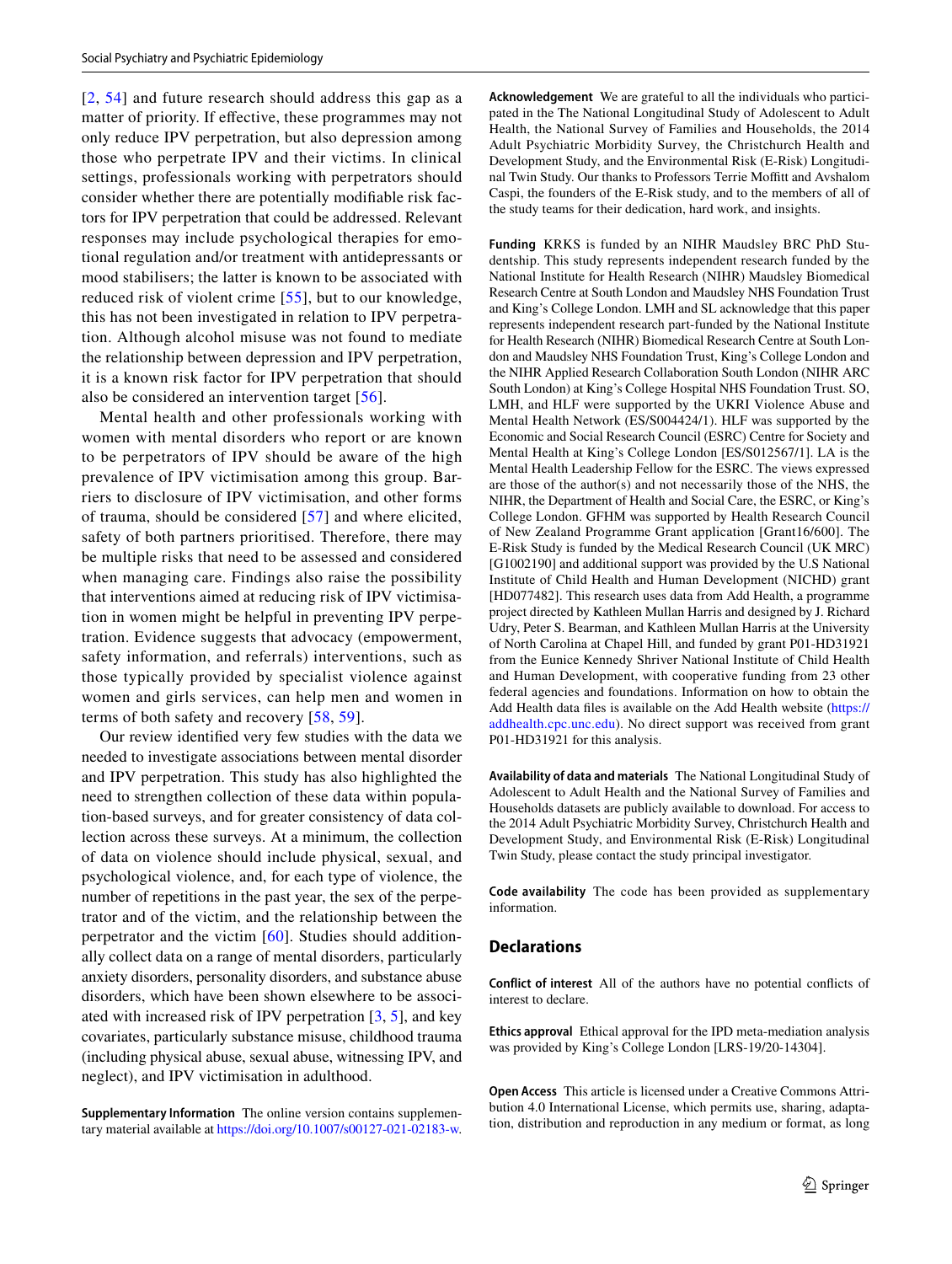[2, 54] and future research should address this gap as a matter of priority. If effective, these programmes may not only reduce IPV perpetration, but also depression among those who perpetrate IPV and their victims. In clinical settings, professionals working with perpetrators should consider whether there are potentially modifiable risk factors for IPV perpetration that could be addressed. Relevant responses may include psychological therapies for emotional regulation and/or treatment with antidepressants or mood stabilisers; the latter is known to be associated with reduced risk of violent crime [55], but to our knowledge, this has not been investigated in relation to IPV perpetration. Although alcohol misuse was not found to mediate the relationship between depression and IPV perpetration, it is a known risk factor for IPV perpetration that should also be considered an intervention target [56].

Mental health and other professionals working with women with mental disorders who report or are known to be perpetrators of IPV should be aware of the high prevalence of IPV victimisation among this group. Barriers to disclosure of IPV victimisation, and other forms of trauma, should be considered [57] and where elicited, safety of both partners prioritised. Therefore, there may be multiple risks that need to be assessed and considered when managing care. Findings also raise the possibility that interventions aimed at reducing risk of IPV victimisation in women might be helpful in preventing IPV perpetration. Evidence suggests that advocacy (empowerment, safety information, and referrals) interventions, such as those typically provided by specialist violence against women and girls services, can help men and women in terms of both safety and recovery [58, 59].

Our review identified very few studies with the data we needed to investigate associations between mental disorder and IPV perpetration. This study has also highlighted the need to strengthen collection of these data within population-based surveys, and for greater consistency of data collection across these surveys. At a minimum, the collection of data on violence should include physical, sexual, and psychological violence, and, for each type of violence, the number of repetitions in the past year, the sex of the perpetrator and of the victim, and the relationship between the perpetrator and the victim [60]. Studies should additionally collect data on a range of mental disorders, particularly anxiety disorders, personality disorders, and substance abuse disorders, which have been shown elsewhere to be associated with increased risk of IPV perpetration [3, 5], and key covariates, particularly substance misuse, childhood trauma (including physical abuse, sexual abuse, witnessing IPV, and neglect), and IPV victimisation in adulthood.

**Supplementary Information** The online version contains supplementary material available at https://doi.org/10.1007/s00127-021-02183-w.

**Acknowledgement** We are grateful to all the individuals who participated in the The National Longitudinal Study of Adolescent to Adult Health, the National Survey of Families and Households, the 2014 Adult Psychiatric Morbidity Survey, the Christchurch Health and Development Study, and the Environmental Risk (E-Risk) Longitudinal Twin Study. Our thanks to Professors Terrie Moffitt and Avshalom Caspi, the founders of the E-Risk study, and to the members of all of the study teams for their dedication, hard work, and insights.

**Funding** KRKS is funded by an NIHR Maudsley BRC PhD Studentship. This study represents independent research funded by the National Institute for Health Research (NIHR) Maudsley Biomedical Research Centre at South London and Maudsley NHS Foundation Trust and King's College London. LMH and SL acknowledge that this paper represents independent research part-funded by the National Institute for Health Research (NIHR) Biomedical Research Centre at South London and Maudsley NHS Foundation Trust, King's College London and the NIHR Applied Research Collaboration South London (NIHR ARC South London) at King's College Hospital NHS Foundation Trust. SO, LMH, and HLF were supported by the UKRI Violence Abuse and Mental Health Network (ES/S004424/1). HLF was supported by the Economic and Social Research Council (ESRC) Centre for Society and Mental Health at King's College London [ES/S012567/1]. LA is the Mental Health Leadership Fellow for the ESRC. The views expressed are those of the author(s) and not necessarily those of the NHS, the NIHR, the Department of Health and Social Care, the ESRC, or King's College London. GFHM was supported by Health Research Council of New Zealand Programme Grant application [Grant16/600]. The E-Risk Study is funded by the Medical Research Council (UK MRC) [G1002190] and additional support was provided by the U.S National Institute of Child Health and Human Development (NICHD) grant [HD077482]. This research uses data from Add Health, a programme project directed by Kathleen Mullan Harris and designed by J. Richard Udry, Peter S. Bearman, and Kathleen Mullan Harris at the University of North Carolina at Chapel Hill, and funded by grant P01-HD31921 from the Eunice Kennedy Shriver National Institute of Child Health and Human Development, with cooperative funding from 23 other federal agencies and foundations. Information on how to obtain the Add Health data files is available on the Add Health website (https://addhealth.cpc.unc.edu). No direct support was received from grant P01-HD31921 for this analysis.

**Availability of data and materials** The National Longitudinal Study of Adolescent to Adult Health and the National Survey of Families and Households datasets are publicly available to download. For access to the 2014 Adult Psychiatric Morbidity Survey, Christchurch Health and Development Study, and Environmental Risk (E-Risk) Longitudinal Twin Study, please contact the study principal investigator.

**Code availability** The code has been provided as supplementary information.

## Declarations

**Conflict of interest** All of the authors have no potential conflicts of interest to declare.

**Ethics approval** Ethical approval for the IPD meta-mediation analysis was provided by King's College London [LRS-19/20-14304].

**Open Access** This article is licensed under a Creative Commons Attribution 4.0 International License, which permits use, sharing, adaptation, distribution and reproduction in any medium or format, as long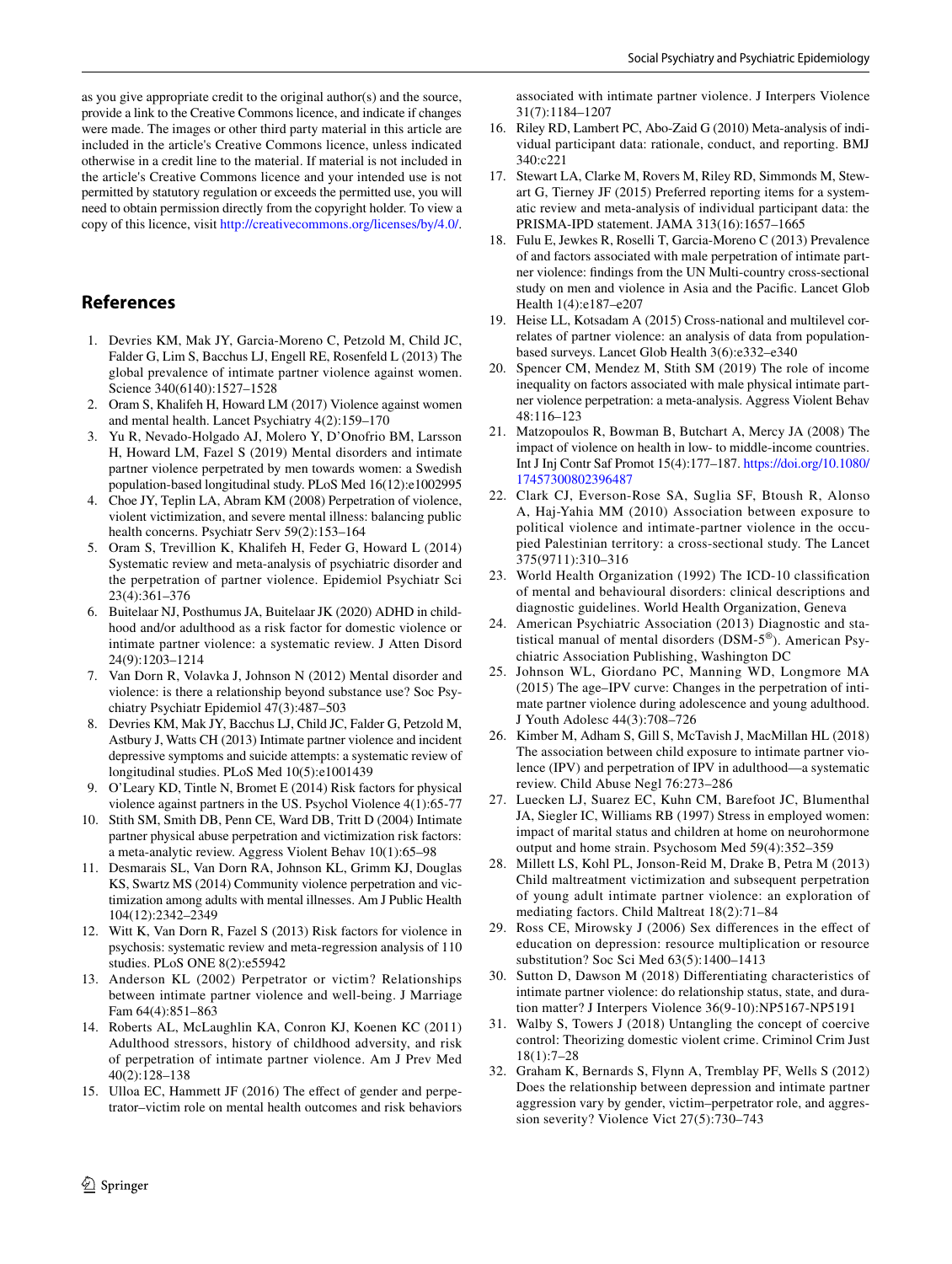as you give appropriate credit to the original author(s) and the source, provide a link to the Creative Commons licence, and indicate if changes were made. The images or other third party material in this article are included in the article's Creative Commons licence, unless indicated otherwise in a credit line to the material. If material is not included in the article's Creative Commons licence and your intended use is not permitted by statutory regulation or exceeds the permitted use, you will need to obtain permission directly from the copyright holder. To view a copy of this licence, visit http://creativecommons.org/licenses/by/4.0/.

## References

1. Devries KM, Mak JY, Garcia-Moreno C, Petzold M, Child JC, Falder G, Lim S, Bacchus LJ, Engell RE, Rosenfeld L (2013) The global prevalence of intimate partner violence against women. Science 340(6140):1527–1528
2. Oram S, Khalifeh H, Howard LM (2017) Violence against women and mental health. Lancet Psychiatry 4(2):159–170
3. Yu R, Nevado-Holgado AJ, Molero Y, D'Onofrio BM, Larsson H, Howard LM, Fazel S (2019) Mental disorders and intimate partner violence perpetrated by men towards women: a Swedish population-based longitudinal study. PLoS Med 16(12):e1002995
4. Choe JY, Teplin LA, Abram KM (2008) Perpetration of violence, violent victimization, and severe mental illness: balancing public health concerns. Psychiatr Serv 59(2):153–164
5. Oram S, Trevillion K, Khalifeh H, Feder G, Howard L (2014) Systematic review and meta-analysis of psychiatric disorder and the perpetration of partner violence. Epidemiol Psychiatr Sci 23(4):361–376
6. Buitelaar NJ, Posthumus JA, Buitelaar JK (2020) ADHD in childhood and/or adulthood as a risk factor for domestic violence or intimate partner violence: a systematic review. J Atten Disord 24(9):1203–1214
7. Van Dorn R, Volavka J, Johnson N (2012) Mental disorder and violence: is there a relationship beyond substance use? Soc Psychiatry Psychiatr Epidemiol 47(3):487–503
8. Devries KM, Mak JY, Bacchus LJ, Child JC, Falder G, Petzold M, Astbury J, Watts CH (2013) Intimate partner violence and incident depressive symptoms and suicide attempts: a systematic review of longitudinal studies. PLoS Med 10(5):e1001439
9. O'Leary KD, Tintle N, Bromet E (2014) Risk factors for physical violence against partners in the US. Psychol Violence 4(1):65-77
10. Stith SM, Smith DB, Penn CE, Ward DB, Tritt D (2004) Intimate partner physical abuse perpetration and victimization risk factors: a meta-analytic review. Aggress Violent Behav 10(1):65–98
11. Desmarais SL, Van Dorn RA, Johnson KL, Grimm KJ, Douglas KS, Swartz MS (2014) Community violence perpetration and victimization among adults with mental illnesses. Am J Public Health 104(12):2342–2349
12. Witt K, Van Dorn R, Fazel S (2013) Risk factors for violence in psychosis: systematic review and meta-regression analysis of 110 studies. PLoS ONE 8(2):e55942
13. Anderson KL (2002) Perpetrator or victim? Relationships between intimate partner violence and well-being. J Marriage Fam 64(4):851–863
14. Roberts AL, McLaughlin KA, Conron KJ, Koenen KC (2011) Adulthood stressors, history of childhood adversity, and risk of perpetration of intimate partner violence. Am J Prev Med 40(2):128–138
15. Ulloa EC, Hammett JF (2016) The effect of gender and perpetrator–victim role on mental health outcomes and risk behaviors associated with intimate partner violence. J Interpers Violence 31(7):1184–1207
16. Riley RD, Lambert PC, Abo-Zaid G (2010) Meta-analysis of individual participant data: rationale, conduct, and reporting. BMJ 340:c221
17. Stewart LA, Clarke M, Rovers M, Riley RD, Simmonds M, Stewart G, Tierney JF (2015) Preferred reporting items for a systematic review and meta-analysis of individual participant data: the PRISMA-IPD statement. JAMA 313(16):1657–1665
18. Fulu E, Jewkes R, Roselli T, Garcia-Moreno C (2013) Prevalence of and factors associated with male perpetration of intimate partner violence: findings from the UN Multi-country cross-sectional study on men and violence in Asia and the Pacific. Lancet Glob Health 1(4):e187–e207
19. Heise LL, Kotsadam A (2015) Cross-national and multilevel correlates of partner violence: an analysis of data from population-based surveys. Lancet Glob Health 3(6):e332–e340
20. Spencer CM, Mendez M, Stith SM (2019) The role of income inequality on factors associated with male physical intimate partner violence perpetration: a meta-analysis. Aggress Violent Behav 48:116–123
21. Matzopoulos R, Bowman B, Butchart A, Mercy JA (2008) The impact of violence on health in low- to middle-income countries. Int J Inj Contr Saf Promot 15(4):177–187. https://doi.org/10.1080/17457300802396487
22. Clark CJ, Everson-Rose SA, Suglia SF, Btoush R, Alonso A, Haj-Yahia MM (2010) Association between exposure to political violence and intimate-partner violence in the occupied Palestinian territory: a cross-sectional study. The Lancet 375(9711):310–316
23. World Health Organization (1992) The ICD-10 classification of mental and behavioural disorders: clinical descriptions and diagnostic guidelines. World Health Organization, Geneva
24. American Psychiatric Association (2013) Diagnostic and statistical manual of mental disorders (DSM-5®). American Psychiatric Association Publishing, Washington DC
25. Johnson WL, Giordano PC, Manning WD, Longmore MA (2015) The age–IPV curve: Changes in the perpetration of intimate partner violence during adolescence and young adulthood. J Youth Adolesc 44(3):708–726
26. Kimber M, Adham S, Gill S, McTavish J, MacMillan HL (2018) The association between child exposure to intimate partner violence (IPV) and perpetration of IPV in adulthood—a systematic review. Child Abuse Negl 76:273–286
27. Luecken LJ, Suarez EC, Kuhn CM, Barefoot JC, Blumenthal JA, Siegler IC, Williams RB (1997) Stress in employed women: impact of marital status and children at home on neurohormone output and home strain. Psychosom Med 59(4):352–359
28. Millett LS, Kohl PL, Jonson-Reid M, Drake B, Petra M (2013) Child maltreatment victimization and subsequent perpetration of young adult intimate partner violence: an exploration of mediating factors. Child Maltreat 18(2):71–84
29. Ross CE, Mirowsky J (2006) Sex differences in the effect of education on depression: resource multiplication or resource substitution? Soc Sci Med 63(5):1400–1413
30. Sutton D, Dawson M (2018) Differentiating characteristics of intimate partner violence: do relationship status, state, and duration matter? J Interpers Violence 36(9-10):NP5167-NP5191
31. Walby S, Towers J (2018) Untangling the concept of coercive control: Theorizing domestic violent crime. Criminol Crim Just 18(1):7–28
32. Graham K, Bernards S, Flynn A, Tremblay PF, Wells S (2012) Does the relationship between depression and intimate partner aggression vary by gender, victim–perpetrator role, and aggression severity? Violence Vict 27(5):730–743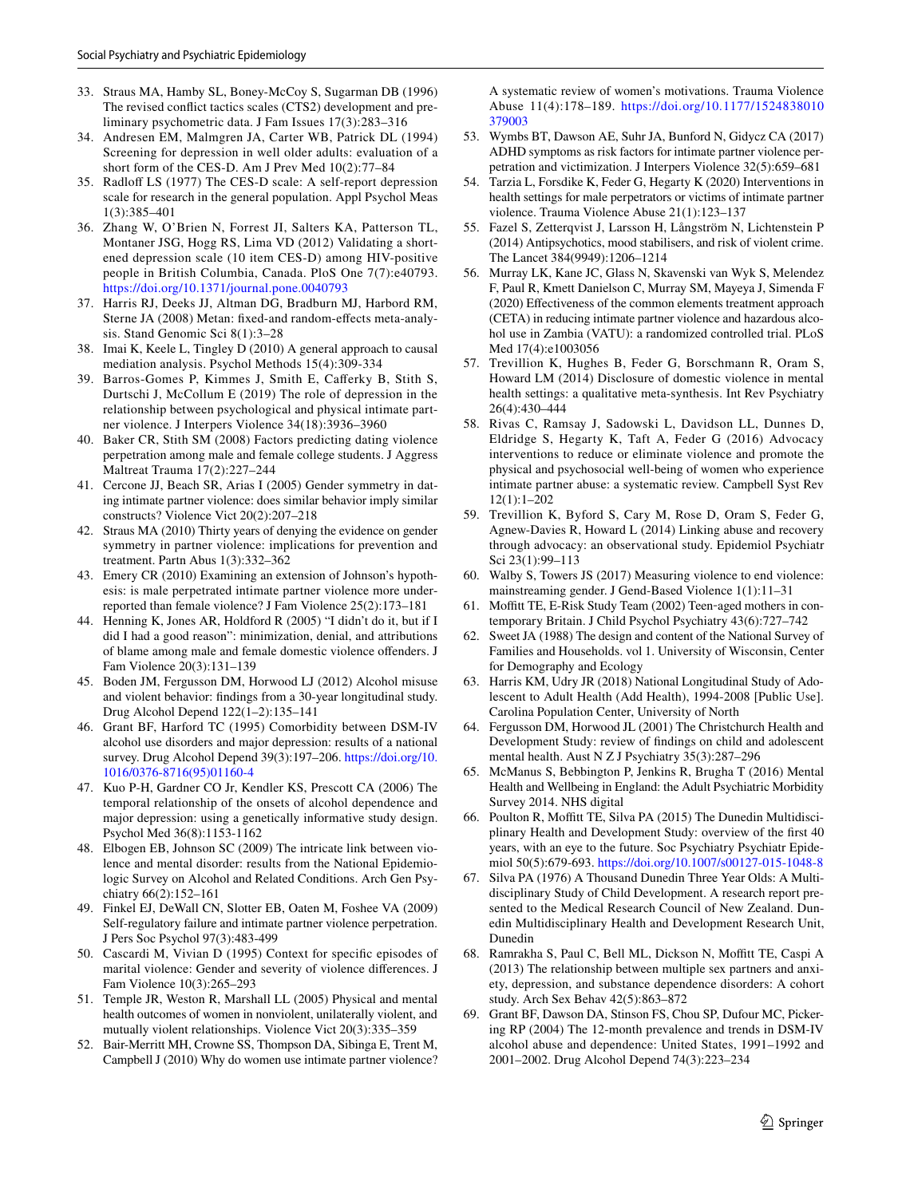33. Straus MA, Hamby SL, Boney-McCoy S, Sugarman DB (1996) The revised conflict tactics scales (CTS2) development and preliminary psychometric data. J Fam Issues 17(3):283–316
34. Andresen EM, Malmgren JA, Carter WB, Patrick DL (1994) Screening for depression in well older adults: evaluation of a short form of the CES-D. Am J Prev Med 10(2):77–84
35. Radloff LS (1977) The CES-D scale: A self-report depression scale for research in the general population. Appl Psychol Meas 1(3):385–401
36. Zhang W, O'Brien N, Forrest JI, Salters KA, Patterson TL, Montaner JSG, Hogg RS, Lima VD (2012) Validating a shortened depression scale (10 item CES-D) among HIV-positive people in British Columbia, Canada. PloS One 7(7):e40793. https://doi.org/10.1371/journal.pone.0040793
37. Harris RJ, Deeks JJ, Altman DG, Bradburn MJ, Harbord RM, Sterne JA (2008) Metan: fixed-and random-effects meta-analysis. Stand Genomic Sci 8(1):3–28
38. Imai K, Keele L, Tingley D (2010) A general approach to causal mediation analysis. Psychol Methods 15(4):309-334
39. Barros-Gomes P, Kimmes J, Smith E, Cafferky B, Stith S, Durtschi J, McCollum E (2019) The role of depression in the relationship between psychological and physical intimate partner violence. J Interpers Violence 34(18):3936–3960
40. Baker CR, Stith SM (2008) Factors predicting dating violence perpetration among male and female college students. J Aggress Maltreat Trauma 17(2):227–244
41. Cercone JJ, Beach SR, Arias I (2005) Gender symmetry in dating intimate partner violence: does similar behavior imply similar constructs? Violence Vict 20(2):207–218
42. Straus MA (2010) Thirty years of denying the evidence on gender symmetry in partner violence: implications for prevention and treatment. Partn Abus 1(3):332–362
43. Emery CR (2010) Examining an extension of Johnson's hypothesis: is male perpetrated intimate partner violence more underreported than female violence? J Fam Violence 25(2):173–181
44. Henning K, Jones AR, Holdford R (2005) "I didn't do it, but if I did I had a good reason": minimization, denial, and attributions of blame among male and female domestic violence offenders. J Fam Violence 20(3):131–139
45. Boden JM, Fergusson DM, Horwood LJ (2012) Alcohol misuse and violent behavior: findings from a 30-year longitudinal study. Drug Alcohol Depend 122(1–2):135–141
46. Grant BF, Harford TC (1995) Comorbidity between DSM-IV alcohol use disorders and major depression: results of a national survey. Drug Alcohol Depend 39(3):197–206. https://doi.org/10.1016/0376-8716(95)01160-4
47. Kuo P-H, Gardner CO Jr, Kendler KS, Prescott CA (2006) The temporal relationship of the onsets of alcohol dependence and major depression: using a genetically informative study design. Psychol Med 36(8):1153-1162
48. Elbogen EB, Johnson SC (2009) The intricate link between violence and mental disorder: results from the National Epidemiologic Survey on Alcohol and Related Conditions. Arch Gen Psychiatry 66(2):152–161
49. Finkel EJ, DeWall CN, Slotter EB, Oaten M, Foshee VA (2009) Self-regulatory failure and intimate partner violence perpetration. J Pers Soc Psychol 97(3):483-499
50. Cascardi M, Vivian D (1995) Context for specific episodes of marital violence: Gender and severity of violence differences. J Fam Violence 10(3):265–293
51. Temple JR, Weston R, Marshall LL (2005) Physical and mental health outcomes of women in nonviolent, unilaterally violent, and mutually violent relationships. Violence Vict 20(3):335–359
52. Bair-Merritt MH, Crowne SS, Thompson DA, Sibinga E, Trent M, Campbell J (2010) Why do women use intimate partner violence? A systematic review of women's motivations. Trauma Violence Abuse 11(4):178–189. https://doi.org/10.1177/1524838010379003
53. Wymbs BT, Dawson AE, Suhr JA, Bunford N, Gidycz CA (2017) ADHD symptoms as risk factors for intimate partner violence perpetration and victimization. J Interpers Violence 32(5):659–681
54. Tarzia L, Forsdike K, Feder G, Hegarty K (2020) Interventions in health settings for male perpetrators or victims of intimate partner violence. Trauma Violence Abuse 21(1):123–137
55. Fazel S, Zetterqvist J, Larsson H, Långström N, Lichtenstein P (2014) Antipsychotics, mood stabilisers, and risk of violent crime. The Lancet 384(9949):1206–1214
56. Murray LK, Kane JC, Glass N, Skavenski van Wyk S, Melendez F, Paul R, Kmett Danielson C, Murray SM, Mayeya J, Simenda F (2020) Effectiveness of the common elements treatment approach (CETA) in reducing intimate partner violence and hazardous alcohol use in Zambia (VATU): A randomized controlled trial. PLoS Med 17(4):e1003056
57. Trevillion K, Hughes B, Feder G, Borschmann R, Oram S, Howard LM (2014) Disclosure of domestic violence in mental health settings: a qualitative meta-synthesis. Int Rev Psychiatry 26(4):430–444
58. Rivas C, Ramsay J, Sadowski L, Davidson LL, Dunnes D, Eldridge S, Hegarty K, Taft A, Feder G (2016) Advocacy interventions to reduce or eliminate violence and promote the physical and psychosocial well-being of women who experience intimate partner abuse: a systematic review. Campbell Syst Rev 12(1):1–202
59. Trevillion K, Byford S, Cary M, Rose D, Oram S, Feder G, Agnew-Davies R, Howard L (2014) Linking abuse and recovery through advocacy: an observational study. Epidemiol Psychiatr Sci 23(1):99–113
60. Walby S, Towers JS (2017) Measuring violence to end violence: mainstreaming gender. J Gend-Based Violence 1(1):11–31
61. Moffitt TE, E-Risk Study Team (2002) Teen-aged mothers in contemporary Britain. J Child Psychol Psychiatry 43(6):727–742
62. Sweet JA (1988) The design and content of the National Survey of Families and Households. vol 1. University of Wisconsin, Center for Demography and Ecology
63. Harris KM, Udry JR (2018) National Longitudinal Study of Adolescent to Adult Health (Add Health), 1994-2008 [Public Use]. Carolina Population Center, University of North
64. Fergusson DM, Horwood JL (2001) The Christchurch Health and Development Study: review of findings on child and adolescent mental health. Aust N Z J Psychiatry 35(3):287–296
65. McManus S, Bebbington P, Jenkins R, Brugha T (2016) Mental Health and Wellbeing in England: the Adult Psychiatric Morbidity Survey 2014. NHS digital
66. Poulton R, Moffitt TE, Silva PA (2015) The Dunedin Multidisciplinary Health and Development Study: overview of the first 40 years, with an eye to the future. Soc Psychiatry Psychiatr Epidemiol 50(5):679-693. https://doi.org/10.1007/s00127-015-1048-8
67. Silva PA (1976) A Thousand Dunedin Three Year Olds: A Multidisciplinary Study of Child Development. A research report presented to the Medical Research Council of New Zealand. Dunedin Multidisciplinary Health and Development Research Unit, Dunedin
68. Ramrakha S, Paul C, Bell ML, Dickson N, Moffitt TE, Caspi A (2013) The relationship between multiple sex partners and anxiety, depression, and substance dependence disorders: A cohort study. Arch Sex Behav 42(5):863–872
69. Grant BF, Dawson DA, Stinson FS, Chou SP, Dufour MC, Pickering RP (2004) The 12-month prevalence and trends in DSM-IV alcohol abuse and dependence: United States, 1991–1992 and 2001–2002. Drug Alcohol Depend 74(3):223–234